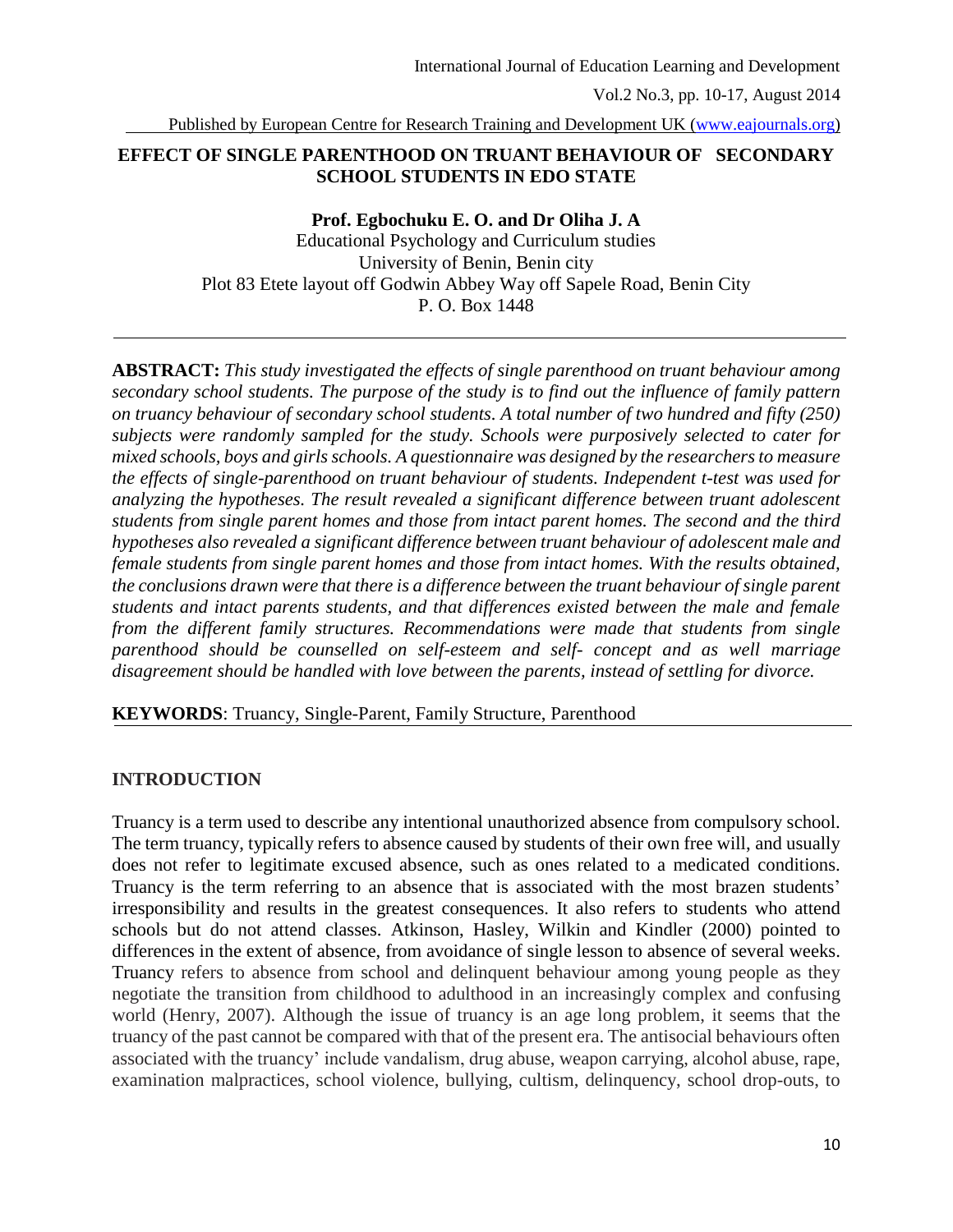# EFFECT OF SINGLE PARENTHOOD ON TRUANT BEHAVIOUR OF SECONDARY SCHOOL STUDENTS IN EDO STATE

**Prof. Egbochuku E. O. and Dr Oliha J. A**

Educational Psychology and Curriculum studies
University of Benin, Benin city
Plot 83 Etete layout off Godwin Abbey Way off Sapele Road, Benin City
P. O. Box 1448

---

**ABSTRACT:** *This study investigated the effects of single parenthood on truant behaviour among secondary school students. The purpose of the study is to find out the influence of family pattern on truancy behaviour of secondary school students. A total number of two hundred and fifty (250) subjects were randomly sampled for the study. Schools were purposively selected to cater for mixed schools, boys and girls schools. A questionnaire was designed by the researchers to measure the effects of single-parenthood on truant behaviour of students. Independent t-test was used for analyzing the hypotheses. The result revealed a significant difference between truant adolescent students from single parent homes and those from intact parent homes. The second and the third hypotheses also revealed a significant difference between truant behaviour of adolescent male and female students from single parent homes and those from intact homes. With the results obtained, the conclusions drawn were that there is a difference between the truant behaviour of single parent students and intact parents students, and that differences existed between the male and female from the different family structures. Recommendations were made that students from single parenthood should be counselled on self-esteem and self- concept and as well marriage disagreement should be handled with love between the parents, instead of settling for divorce.*

**KEYWORDS**: Truancy, Single-Parent, Family Structure, Parenthood

## INTRODUCTION

Truancy is a term used to describe any intentional unauthorized absence from compulsory school. The term truancy, typically refers to absence caused by students of their own free will, and usually does not refer to legitimate excused absence, such as ones related to a medicated conditions. Truancy is the term referring to an absence that is associated with the most brazen students' irresponsibility and results in the greatest consequences. It also refers to students who attend schools but do not attend classes. Atkinson, Hasley, Wilkin and Kindler (2000) pointed to differences in the extent of absence, from avoidance of single lesson to absence of several weeks. Truancy refers to absence from school and delinquent behaviour among young people as they negotiate the transition from childhood to adulthood in an increasingly complex and confusing world (Henry, 2007). Although the issue of truancy is an age long problem, it seems that the truancy of the past cannot be compared with that of the present era. The antisocial behaviours often associated with the truancy' include vandalism, drug abuse, weapon carrying, alcohol abuse, rape, examination malpractices, school violence, bullying, cultism, delinquency, school drop-outs, to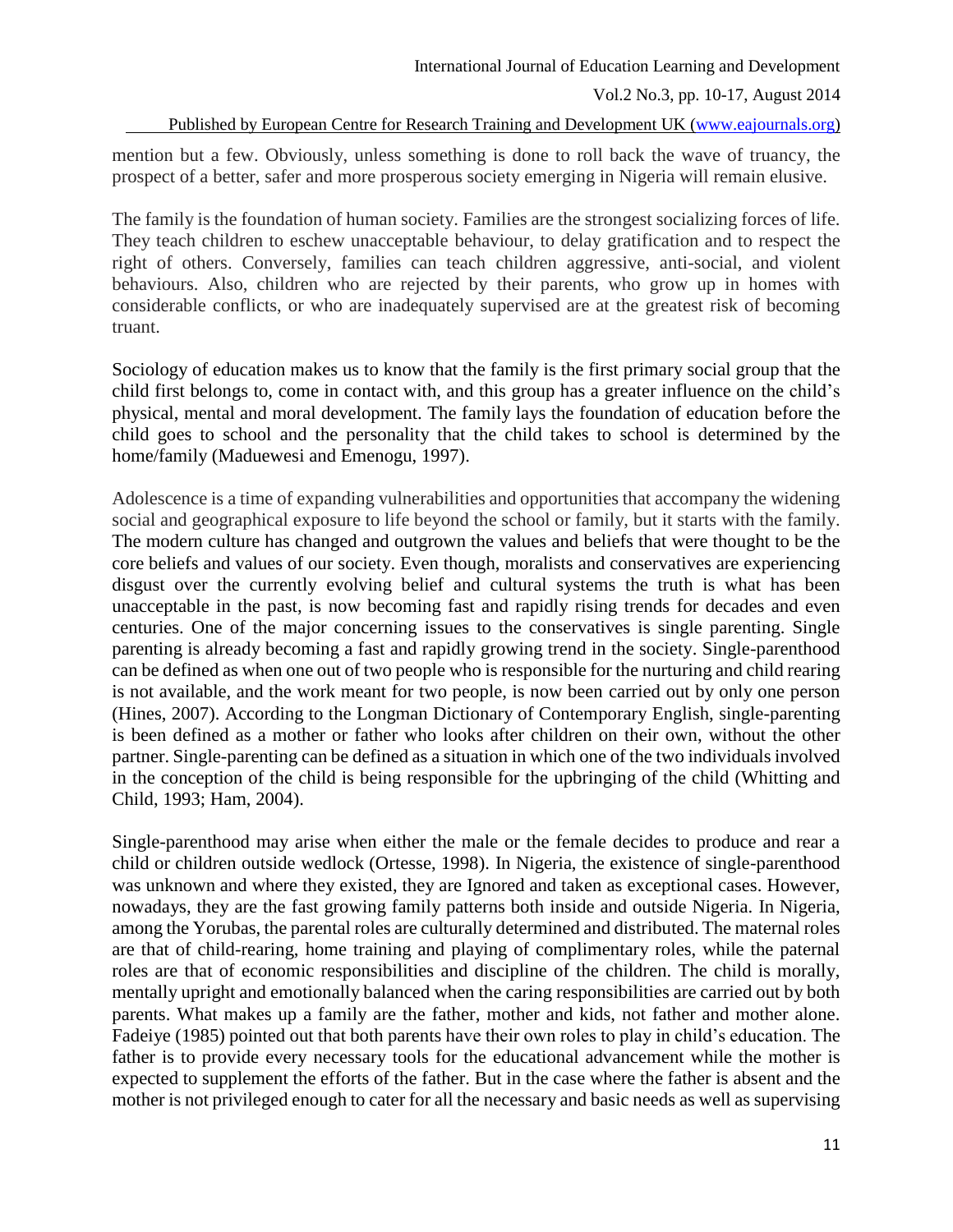mention but a few. Obviously, unless something is done to roll back the wave of truancy, the prospect of a better, safer and more prosperous society emerging in Nigeria will remain elusive.

The family is the foundation of human society. Families are the strongest socializing forces of life. They teach children to eschew unacceptable behaviour, to delay gratification and to respect the right of others. Conversely, families can teach children aggressive, anti-social, and violent behaviours. Also, children who are rejected by their parents, who grow up in homes with considerable conflicts, or who are inadequately supervised are at the greatest risk of becoming truant.

Sociology of education makes us to know that the family is the first primary social group that the child first belongs to, come in contact with, and this group has a greater influence on the child's physical, mental and moral development. The family lays the foundation of education before the child goes to school and the personality that the child takes to school is determined by the home/family (Maduewesi and Emenogu, 1997).

Adolescence is a time of expanding vulnerabilities and opportunities that accompany the widening social and geographical exposure to life beyond the school or family, but it starts with the family. The modern culture has changed and outgrown the values and beliefs that were thought to be the core beliefs and values of our society. Even though, moralists and conservatives are experiencing disgust over the currently evolving belief and cultural systems the truth is what has been unacceptable in the past, is now becoming fast and rapidly rising trends for decades and even centuries. One of the major concerning issues to the conservatives is single parenting. Single parenting is already becoming a fast and rapidly growing trend in the society. Single-parenthood can be defined as when one out of two people who is responsible for the nurturing and child rearing is not available, and the work meant for two people, is now been carried out by only one person (Hines, 2007). According to the Longman Dictionary of Contemporary English, single-parenting is been defined as a mother or father who looks after children on their own, without the other partner. Single-parenting can be defined as a situation in which one of the two individuals involved in the conception of the child is being responsible for the upbringing of the child (Whitting and Child, 1993; Ham, 2004).

Single-parenthood may arise when either the male or the female decides to produce and rear a child or children outside wedlock (Ortesse, 1998). In Nigeria, the existence of single-parenthood was unknown and where they existed, they are Ignored and taken as exceptional cases. However, nowadays, they are the fast growing family patterns both inside and outside Nigeria. In Nigeria, among the Yorubas, the parental roles are culturally determined and distributed. The maternal roles are that of child-rearing, home training and playing of complimentary roles, while the paternal roles are that of economic responsibilities and discipline of the children. The child is morally, mentally upright and emotionally balanced when the caring responsibilities are carried out by both parents. What makes up a family are the father, mother and kids, not father and mother alone. Fadeiye (1985) pointed out that both parents have their own roles to play in child's education. The father is to provide every necessary tools for the educational advancement while the mother is expected to supplement the efforts of the father. But in the case where the father is absent and the mother is not privileged enough to cater for all the necessary and basic needs as well as supervising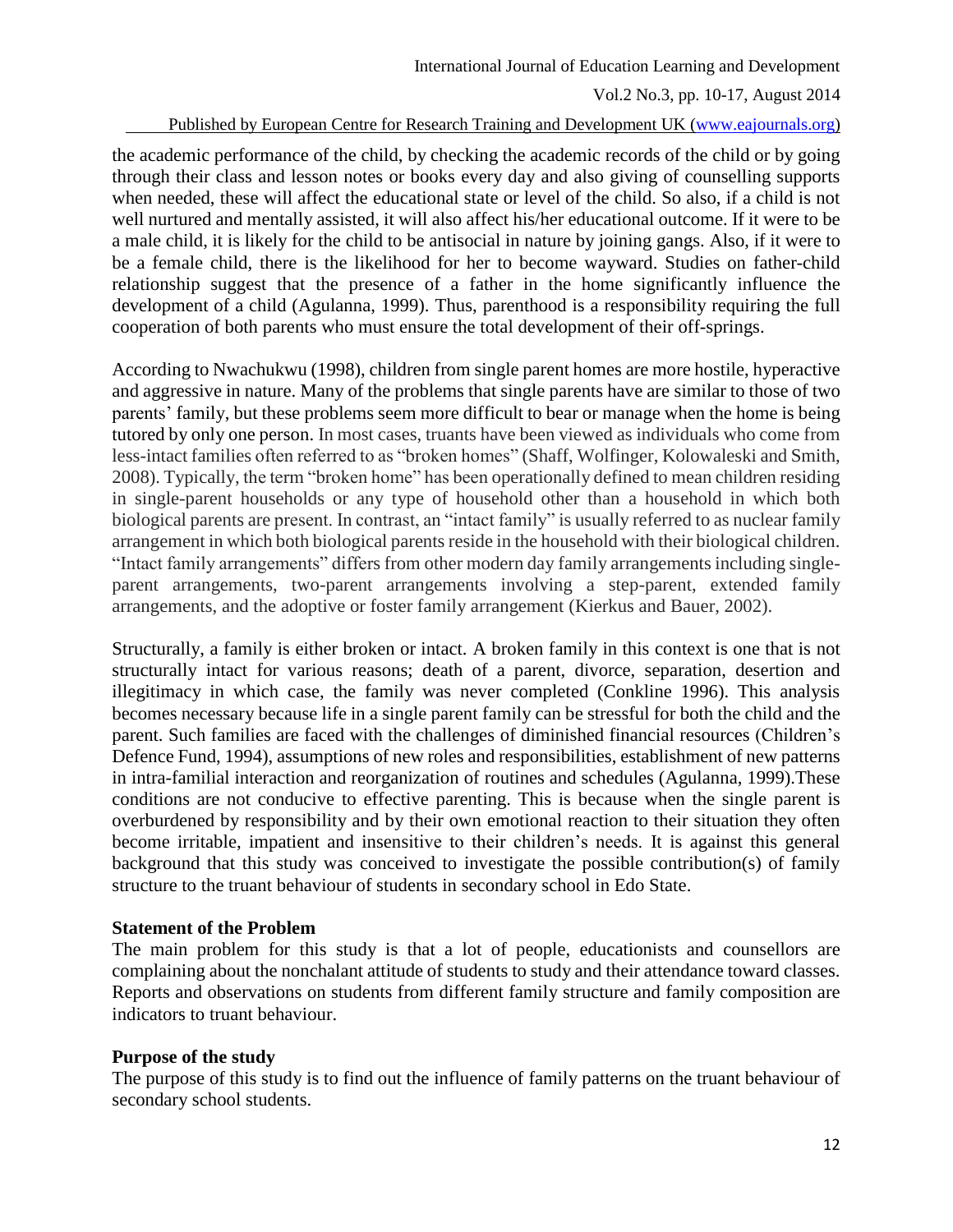the academic performance of the child, by checking the academic records of the child or by going through their class and lesson notes or books every day and also giving of counselling supports when needed, these will affect the educational state or level of the child. So also, if a child is not well nurtured and mentally assisted, it will also affect his/her educational outcome. If it were to be a male child, it is likely for the child to be antisocial in nature by joining gangs. Also, if it were to be a female child, there is the likelihood for her to become wayward. Studies on father-child relationship suggest that the presence of a father in the home significantly influence the development of a child (Agulanna, 1999). Thus, parenthood is a responsibility requiring the full cooperation of both parents who must ensure the total development of their off-springs.

According to Nwachukwu (1998), children from single parent homes are more hostile, hyperactive and aggressive in nature. Many of the problems that single parents have are similar to those of two parents' family, but these problems seem more difficult to bear or manage when the home is being tutored by only one person. In most cases, truants have been viewed as individuals who come from less-intact families often referred to as "broken homes" (Shaff, Wolfinger, Kolowaleski and Smith, 2008). Typically, the term "broken home" has been operationally defined to mean children residing in single-parent households or any type of household other than a household in which both biological parents are present. In contrast, an "intact family" is usually referred to as nuclear family arrangement in which both biological parents reside in the household with their biological children. "Intact family arrangements" differs from other modern day family arrangements including single-parent arrangements, two-parent arrangements involving a step-parent, extended family arrangements, and the adoptive or foster family arrangement (Kierkus and Bauer, 2002).

Structurally, a family is either broken or intact. A broken family in this context is one that is not structurally intact for various reasons; death of a parent, divorce, separation, desertion and illegitimacy in which case, the family was never completed (Conkline 1996). This analysis becomes necessary because life in a single parent family can be stressful for both the child and the parent. Such families are faced with the challenges of diminished financial resources (Children's Defence Fund, 1994), assumptions of new roles and responsibilities, establishment of new patterns in intra-familial interaction and reorganization of routines and schedules (Agulanna, 1999).These conditions are not conducive to effective parenting. This is because when the single parent is overburdened by responsibility and by their own emotional reaction to their situation they often become irritable, impatient and insensitive to their children's needs. It is against this general background that this study was conceived to investigate the possible contribution(s) of family structure to the truant behaviour of students in secondary school in Edo State.

**Statement of the Problem**

The main problem for this study is that a lot of people, educationists and counsellors are complaining about the nonchalant attitude of students to study and their attendance toward classes. Reports and observations on students from different family structure and family composition are indicators to truant behaviour.

**Purpose of the study**

The purpose of this study is to find out the influence of family patterns on the truant behaviour of secondary school students.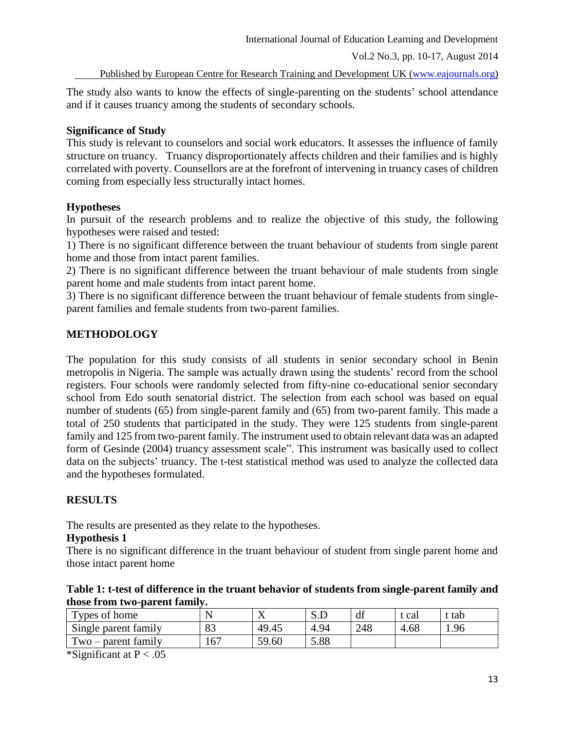The study also wants to know the effects of single-parenting on the students' school attendance and if it causes truancy among the students of secondary schools.

**Significance of Study**

This study is relevant to counselors and social work educators. It assesses the influence of family structure on truancy. Truancy disproportionately affects children and their families and is highly correlated with poverty. Counsellors are at the forefront of intervening in truancy cases of children coming from especially less structurally intact homes.

**Hypotheses**

In pursuit of the research problems and to realize the objective of this study, the following hypotheses were raised and tested:

1) There is no significant difference between the truant behaviour of students from single parent home and those from intact parent families.

2) There is no significant difference between the truant behaviour of male students from single parent home and male students from intact parent home.

3) There is no significant difference between the truant behaviour of female students from single-parent families and female students from two-parent families.

## METHODOLOGY

The population for this study consists of all students in senior secondary school in Benin metropolis in Nigeria. The sample was actually drawn using the students' record from the school registers. Four schools were randomly selected from fifty-nine co-educational senior secondary school from Edo south senatorial district. The selection from each school was based on equal number of students (65) from single-parent family and (65) from two-parent family. This made a total of 250 students that participated in the study. They were 125 students from single-parent family and 125 from two-parent family. The instrument used to obtain relevant data was an adapted form of Gesinde (2004) truancy assessment scale". This instrument was basically used to collect data on the subjects' truancy. The t-test statistical method was used to analyze the collected data and the hypotheses formulated.

## RESULTS

The results are presented as they relate to the hypotheses.

**Hypothesis 1**

There is no significant difference in the truant behaviour of student from single parent home and those intact parent home

**Table 1: t-test of difference in the truant behavior of students from single-parent family and those from two-parent family.**

| Types of home | N | X | S.D | df | t cal | t tab |
|---|---|---|---|---|---|---|
| Single parent family | 83 | 49.45 | 4.94 | 248 | 4.68 | 1.96 |
| Two – parent family | 167 | 59.60 | 5.88 | | | |

*Significant at $P < .05$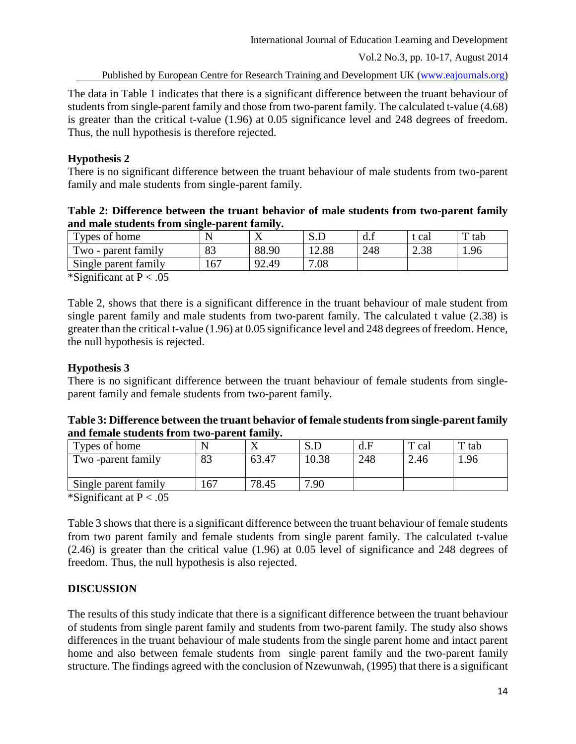The data in Table 1 indicates that there is a significant difference between the truant behaviour of students from single-parent family and those from two-parent family. The calculated t-value (4.68) is greater than the critical t-value (1.96) at 0.05 significance level and 248 degrees of freedom. Thus, the null hypothesis is therefore rejected.

**Hypothesis 2**

There is no significant difference between the truant behaviour of male students from two-parent family and male students from single-parent family.

**Table 2: Difference between the truant behavior of male students from two-parent family and male students from single-parent family.**

| Types of home | N | X | S.D | d.f | t cal | T tab |
|---|---|---|---|---|---|---|
| Two - parent family | 83 | 88.90 | 12.88 | 248 | 2.38 | 1.96 |
| Single parent family | 167 | 92.49 | 7.08 | | | |

*Significant at $P < .05$

Table 2, shows that there is a significant difference in the truant behaviour of male student from single parent family and male students from two-parent family. The calculated t value (2.38) is greater than the critical t-value (1.96) at 0.05 significance level and 248 degrees of freedom. Hence, the null hypothesis is rejected.

**Hypothesis 3**

There is no significant difference between the truant behaviour of female students from single-parent family and female students from two-parent family.

**Table 3: Difference between the truant behavior of female students from single-parent family and female students from two-parent family.**

| Types of home | N | X | S.D | d.F | T cal | T tab |
|---|---|---|---|---|---|---|
| Two -parent family | 83 | 63.47 | 10.38 | 248 | 2.46 | 1.96 |
| Single parent family | 167 | 78.45 | 7.90 | | | |

*Significant at $P < .05$

Table 3 shows that there is a significant difference between the truant behaviour of female students from two parent family and female students from single parent family. The calculated t-value (2.46) is greater than the critical value (1.96) at 0.05 level of significance and 248 degrees of freedom. Thus, the null hypothesis is also rejected.

## DISCUSSION

The results of this study indicate that there is a significant difference between the truant behaviour of students from single parent family and students from two-parent family. The study also shows differences in the truant behaviour of male students from the single parent home and intact parent home and also between female students from single parent family and the two-parent family structure. The findings agreed with the conclusion of Nzewunwah, (1995) that there is a significant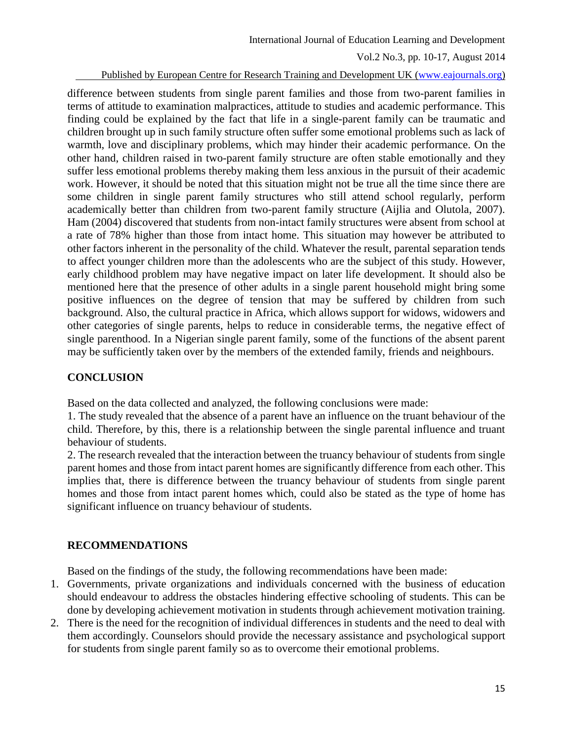difference between students from single parent families and those from two-parent families in terms of attitude to examination malpractices, attitude to studies and academic performance. This finding could be explained by the fact that life in a single-parent family can be traumatic and children brought up in such family structure often suffer some emotional problems such as lack of warmth, love and disciplinary problems, which may hinder their academic performance. On the other hand, children raised in two-parent family structure are often stable emotionally and they suffer less emotional problems thereby making them less anxious in the pursuit of their academic work. However, it should be noted that this situation might not be true all the time since there are some children in single parent family structures who still attend school regularly, perform academically better than children from two-parent family structure (Aijlia and Olutola, 2007). Ham (2004) discovered that students from non-intact family structures were absent from school at a rate of 78% higher than those from intact home. This situation may however be attributed to other factors inherent in the personality of the child. Whatever the result, parental separation tends to affect younger children more than the adolescents who are the subject of this study. However, early childhood problem may have negative impact on later life development. It should also be mentioned here that the presence of other adults in a single parent household might bring some positive influences on the degree of tension that may be suffered by children from such background. Also, the cultural practice in Africa, which allows support for widows, widowers and other categories of single parents, helps to reduce in considerable terms, the negative effect of single parenthood. In a Nigerian single parent family, some of the functions of the absent parent may be sufficiently taken over by the members of the extended family, friends and neighbours.

## CONCLUSION

Based on the data collected and analyzed, the following conclusions were made:

1. The study revealed that the absence of a parent have an influence on the truant behaviour of the child. Therefore, by this, there is a relationship between the single parental influence and truant behaviour of students.
2. The research revealed that the interaction between the truancy behaviour of students from single parent homes and those from intact parent homes are significantly difference from each other. This implies that, there is difference between the truancy behaviour of students from single parent homes and those from intact parent homes which, could also be stated as the type of home has significant influence on truancy behaviour of students.

## RECOMMENDATIONS

Based on the findings of the study, the following recommendations have been made:

1. Governments, private organizations and individuals concerned with the business of education should endeavour to address the obstacles hindering effective schooling of students. This can be done by developing achievement motivation in students through achievement motivation training.
2. There is the need for the recognition of individual differences in students and the need to deal with them accordingly. Counselors should provide the necessary assistance and psychological support for students from single parent family so as to overcome their emotional problems.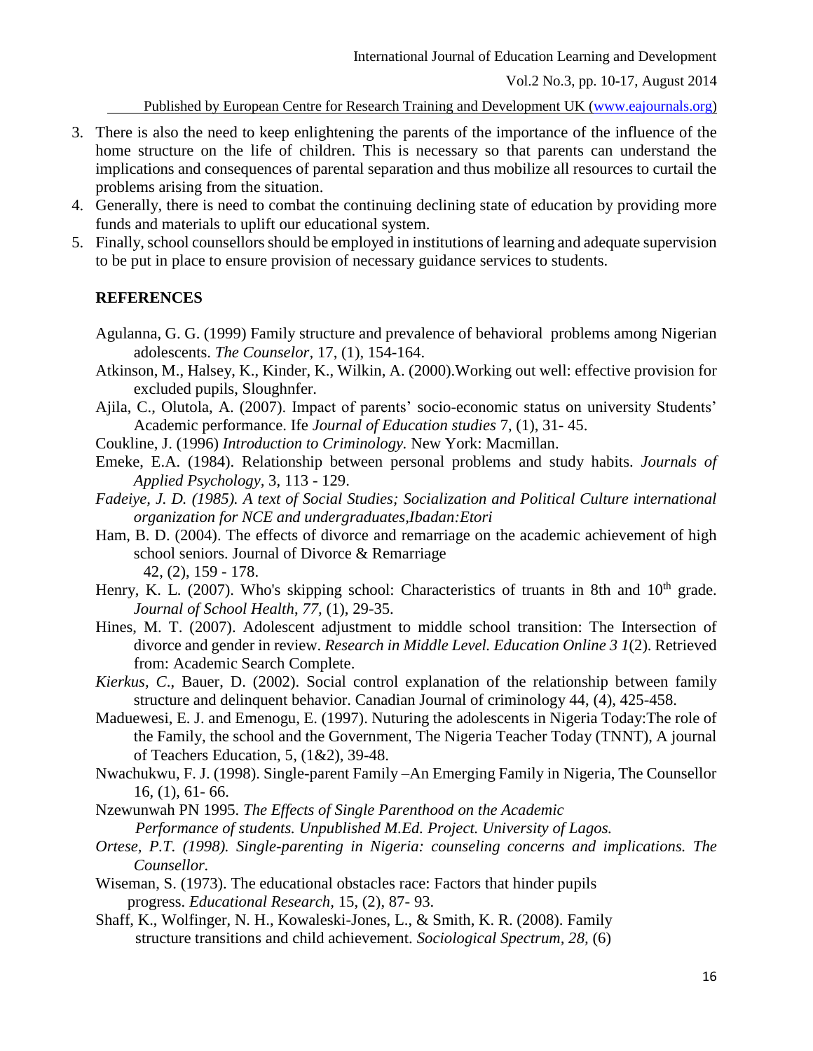3. There is also the need to keep enlightening the parents of the importance of the influence of the home structure on the life of children. This is necessary so that parents can understand the implications and consequences of parental separation and thus mobilize all resources to curtail the problems arising from the situation.
4. Generally, there is need to combat the continuing declining state of education by providing more funds and materials to uplift our educational system.
5. Finally, school counsellors should be employed in institutions of learning and adequate supervision to be put in place to ensure provision of necessary guidance services to students.

## REFERENCES

Agulanna, G. G. (1999) Family structure and prevalence of behavioral problems among Nigerian adolescents. *The Counselor,* 17, (1), 154-164.

Atkinson, M., Halsey, K., Kinder, K., Wilkin, A. (2000).Working out well: effective provision for excluded pupils, Sloughnfer.

Ajila, C., Olutola, A. (2007). Impact of parents' socio-economic status on university Students' Academic performance. Ife *Journal of Education studies* 7, (1), 31- 45.

Coukline, J. (1996) *Introduction to Criminology.* New York: Macmillan.

Emeke, E.A. (1984). Relationship between personal problems and study habits. *Journals of Applied Psychology,* 3, 113 - 129.

*Fadeiye, J. D. (1985). A text of Social Studies; Socialization and Political Culture international organization for NCE and undergraduates,Ibadan:Etori*

Ham, B. D. (2004). The effects of divorce and remarriage on the academic achievement of high school seniors. Journal of Divorce & Remarriage 42, (2), 159 - 178.

Henry, K. L. (2007). Who's skipping school: Characteristics of truants in 8th and 10th grade. *Journal of School Health, 77,* (1), 29-35.

Hines, M. T. (2007). Adolescent adjustment to middle school transition: The Intersection of divorce and gender in review. *Research in Middle Level. Education Online 3 1*(2). Retrieved from: Academic Search Complete.

*Kierkus, C*., Bauer, D. (2002). Social control explanation of the relationship between family structure and delinquent behavior. Canadian Journal of criminology 44, (4), 425-458.

Maduewesi, E. J. and Emenogu, E. (1997). Nuturing the adolescents in Nigeria Today:The role of the Family, the school and the Government, The Nigeria Teacher Today (TNNT), A journal of Teachers Education, 5, (1&2), 39-48.

Nwachukwu, F. J. (1998). Single-parent Family –An Emerging Family in Nigeria, The Counsellor 16, (1), 61- 66.

Nzewunwah PN 1995. *The Effects of Single Parenthood on the Academic Performance of students. Unpublished M.Ed. Project. University of Lagos.*

*Ortese, P.T. (1998). Single-parenting in Nigeria: counseling concerns and implications. The Counsellor.*

Wiseman, S. (1973). The educational obstacles race: Factors that hinder pupils progress. *Educational Research,* 15, (2), 87- 93.

Shaff, K., Wolfinger, N. H., Kowaleski-Jones, L., & Smith, K. R. (2008). Family structure transitions and child achievement. *Sociological Spectrum, 28,* (6)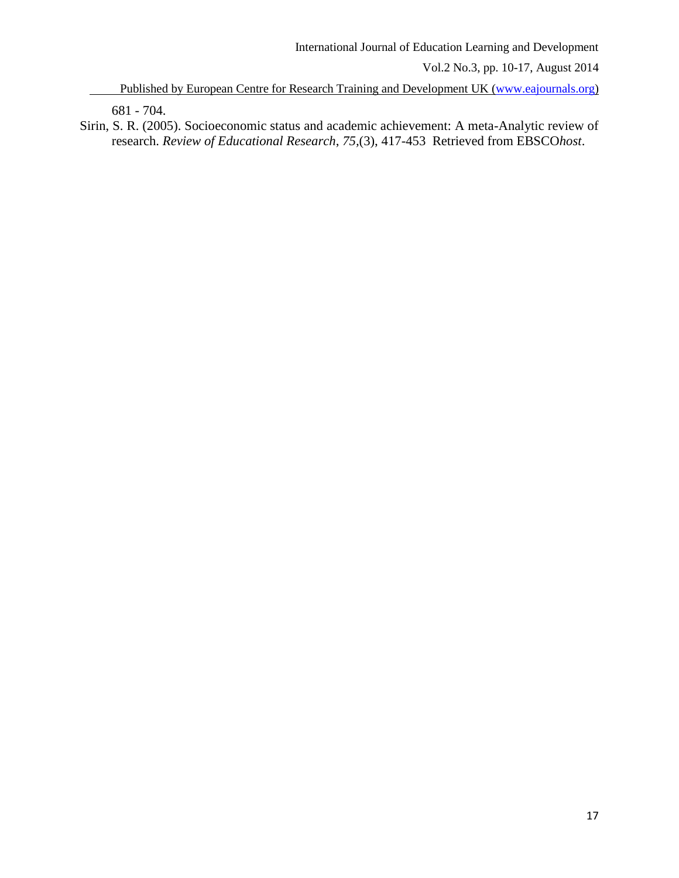681 - 704.

Sirin, S. R. (2005). Socioeconomic status and academic achievement: A meta-Analytic review of research. *Review of Educational Research*, *75*,(3), 417-453 Retrieved from EBSCO*host*.